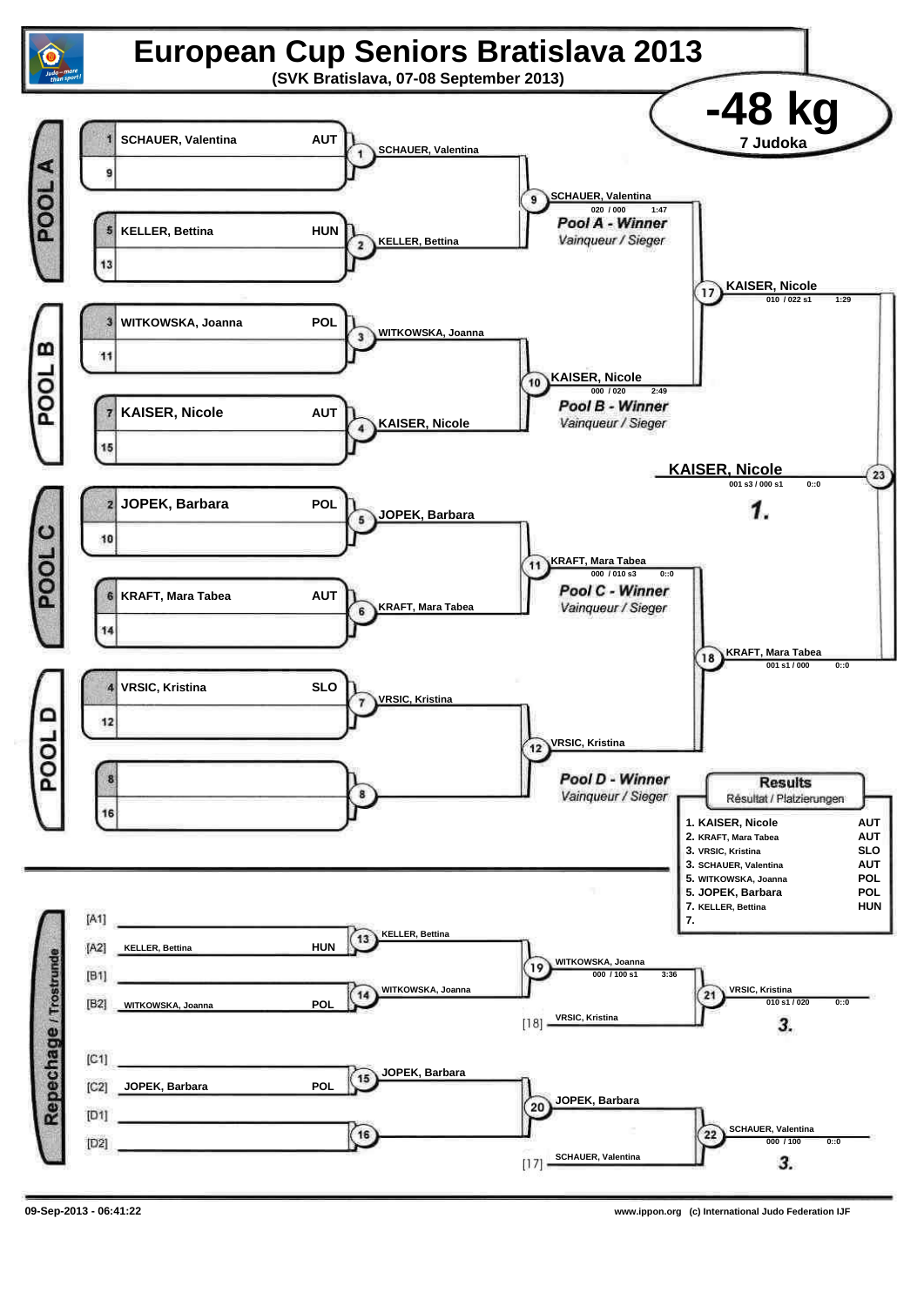# European Cup Seniors Bratislava 2013

**(SVK Bratislava, 07-08 September 2013)**

## -48 kg

7 Judoka

## POOL A

| Seed | Name | Country |
|---|---|---|
| 1 | SCHAUER, Valentina | AUT |
| 9 | | |
| 5 | KELLER, Bettina | HUN |
| 13 | | |

- Match 1: SCHAUER, Valentina
- Match 2: KELLER, Bettina
- Match 9: SCHAUER, Valentina — 020 / 000 — 1:47

*Pool A - Winner*
*Vainqueur / Sieger*

## POOL B

| Seed | Name | Country |
|---|---|---|
| 3 | WITKOWSKA, Joanna | POL |
| 11 | | |
| 7 | KAISER, Nicole | AUT |
| 15 | | |

- Match 3: WITKOWSKA, Joanna
- Match 4: KAISER, Nicole
- Match 10: KAISER, Nicole — 000 / 020 — 2:49

*Pool B - Winner*
*Vainqueur / Sieger*

- Match 17: KAISER, Nicole — 010 / 022 s1 — 1:29

## Final

- Match 23: KAISER, Nicole — 001 s3 / 000 s1 — 0::0

**1.**

## POOL C

| Seed | Name | Country |
|---|---|---|
| 2 | JOPEK, Barbara | POL |
| 10 | | |
| 6 | KRAFT, Mara Tabea | AUT |
| 14 | | |

- Match 5: JOPEK, Barbara
- Match 6: KRAFT, Mara Tabea
- Match 11: KRAFT, Mara Tabea — 000 / 010 s3 — 0::0

*Pool C - Winner*
*Vainqueur / Sieger*

- Match 18: KRAFT, Mara Tabea — 001 s1 / 000 — 0::0

## POOL D

| Seed | Name | Country |
|---|---|---|
| 4 | VRSIC, Kristina | SLO |
| 12 | | |
| 8 | | |
| 16 | | |

- Match 7: VRSIC, Kristina
- Match 8:
- Match 12: VRSIC, Kristina

*Pool D - Winner*
*Vainqueur / Sieger*

## Results

Résultat / Platzierungen

| Place | Name | Country |
|---|---|---|
| 1. | KAISER, Nicole | AUT |
| 2. | KRAFT, Mara Tabea | AUT |
| 3. | VRSIC, Kristina | SLO |
| 3. | SCHAUER, Valentina | AUT |
| 5. | WITKOWSKA, Joanna | POL |
| 5. | JOPEK, Barbara | POL |
| 7. | KELLER, Bettina | HUN |
| 7. | | |

## Repechage / Trostrunde

| Slot | Name | Country |
|---|---|---|
| [A1] | | |
| [A2] | KELLER, Bettina | HUN |
| [B1] | | |
| [B2] | WITKOWSKA, Joanna | POL |
| [C1] | | |
| [C2] | JOPEK, Barbara | POL |
| [D1] | | |
| [D2] | | |

- Match 13: KELLER, Bettina
- Match 14: WITKOWSKA, Joanna
- Match 19: WITKOWSKA, Joanna — 000 / 100 s1 — 3:36
- [18] VRSIC, Kristina
- Match 21: VRSIC, Kristina — 010 s1 / 020 — 0::0 — **3.**
- Match 15: JOPEK, Barbara
- Match 16:
- Match 20: JOPEK, Barbara
- [17] SCHAUER, Valentina
- Match 22: SCHAUER, Valentina — 000 / 100 — 0::0 — **3.**

09-Sep-2013 - 06:41:22

www.ippon.org (c) International Judo Federation IJF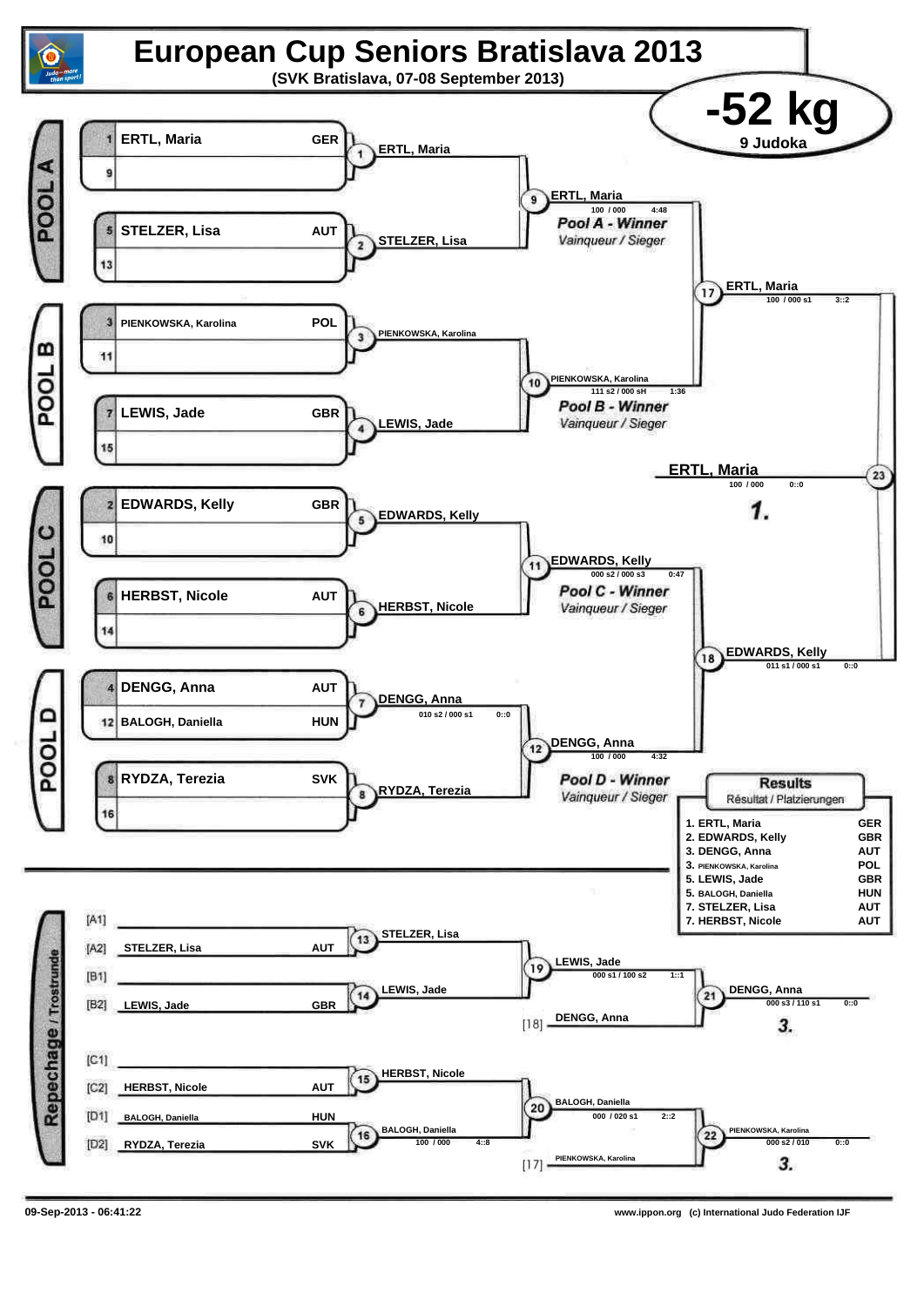# European Cup Seniors Bratislava 2013

**(SVK Bratislava, 07-08 September 2013)**

## -52 kg

9 Judoka

## POOL A

| Seed | Name | Nation |
|---|---|---|
| 1 | ERTL, Maria | GER |
| 9 | | |
| 5 | STELZER, Lisa | AUT |
| 13 | | |

- (1) ERTL, Maria
- (2) STELZER, Lisa
- (9) ERTL, Maria — 100 / 000 — 4:48

*Pool A - Winner*
*Vainqueur / Sieger*

## POOL B

| Seed | Name | Nation |
|---|---|---|
| 3 | PIENKOWSKA, Karolina | POL |
| 11 | | |
| 7 | LEWIS, Jade | GBR |
| 15 | | |

- (3) PIENKOWSKA, Karolina
- (4) LEWIS, Jade
- (10) PIENKOWSKA, Karolina — 111 s2 / 000 sH — 1:36

*Pool B - Winner*
*Vainqueur / Sieger*

- (17) ERTL, Maria — 100 / 000 s1 — 3::2

## POOL C

| Seed | Name | Nation |
|---|---|---|
| 2 | EDWARDS, Kelly | GBR |
| 10 | | |
| 6 | HERBST, Nicole | AUT |
| 14 | | |

- (5) EDWARDS, Kelly
- (6) HERBST, Nicole
- (11) EDWARDS, Kelly — 000 s2 / 000 s3 — 0:47

*Pool C - Winner*
*Vainqueur / Sieger*

## POOL D

| Seed | Name | Nation |
|---|---|---|
| 4 | DENGG, Anna | AUT |
| 12 | BALOGH, Daniella | HUN |
| 8 | RYDZA, Terezia | SVK |
| 16 | | |

- (7) DENGG, Anna — 010 s2 / 000 s1 — 0::0
- (8) RYDZA, Terezia
- (12) DENGG, Anna — 100 / 000 — 4:32

*Pool D - Winner*
*Vainqueur / Sieger*

- (18) EDWARDS, Kelly — 011 s1 / 000 s1 — 0::0

## Final

- (23) ERTL, Maria — 100 / 000 — 0::0 — **1.**

## Results

Résultat / Platzierungen

| Place | Name | Nation |
|---|---|---|
| 1. | ERTL, Maria | GER |
| 2. | EDWARDS, Kelly | GBR |
| 3. | DENGG, Anna | AUT |
| 3. | PIENKOWSKA, Karolina | POL |
| 5. | LEWIS, Jade | GBR |
| 5. | BALOGH, Daniella | HUN |
| 7. | STELZER, Lisa | AUT |
| 7. | HERBST, Nicole | AUT |

## Repechage / Trostrunde

| Slot | Name | Nation |
|---|---|---|
| [A1] | | |
| [A2] | STELZER, Lisa | AUT |
| [B1] | | |
| [B2] | LEWIS, Jade | GBR |
| [C1] | | |
| [C2] | HERBST, Nicole | AUT |
| [D1] | BALOGH, Daniella | HUN |
| [D2] | RYDZA, Terezia | SVK |

- (13) STELZER, Lisa
- (14) LEWIS, Jade
- (19) LEWIS, Jade — 000 s1 / 100 s2 — 1::1
- [18] DENGG, Anna
- (21) DENGG, Anna — 000 s3 / 110 s1 — 0::0 — **3.**
- (15) HERBST, Nicole
- (16) BALOGH, Daniella — 100 / 000 — 4::8
- (20) BALOGH, Daniella — 000 / 020 s1 — 2::2
- [17] PIENKOWSKA, Karolina
- (22) PIENKOWSKA, Karolina — 000 s2 / 010 — 0::0 — **3.**

09-Sep-2013 - 06:41:22

www.ippon.org (c) International Judo Federation IJF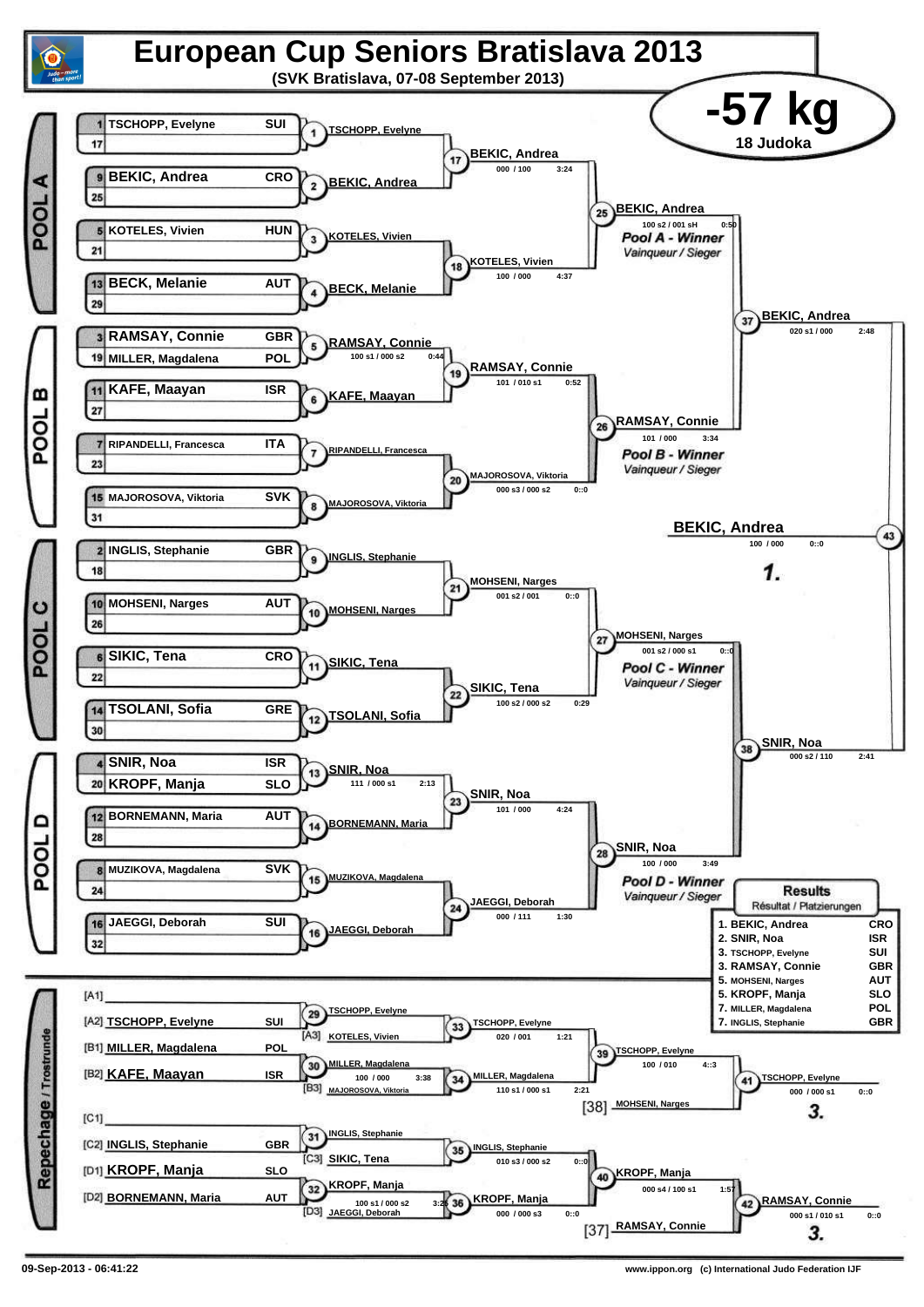# European Cup Seniors Bratislava 2013

**(SVK Bratislava, 07-08 September 2013)**

## -57 kg

18 Judoka

### POOL A

| Seed | Name | Nation |
|---|---|---|
| 1 | TSCHOPP, Evelyne | SUI |
| 17 | | |
| 9 | BEKIC, Andrea | CRO |
| 25 | | |
| 5 | KOTELES, Vivien | HUN |
| 21 | | |
| 13 | BECK, Melanie | AUT |
| 29 | | |

- 1: TSCHOPP, Evelyne
- 2: BEKIC, Andrea
- 3: KOTELES, Vivien
- 4: BECK, Melanie
- 17: BEKIC, Andrea — 000 / 100 — 3:24
- 18: KOTELES, Vivien — 100 / 000 — 4:37
- 25: BEKIC, Andrea — 100 s2 / 001 sH — 0:50

*Pool A - Winner* / *Vainqueur / Sieger*

### POOL B

| Seed | Name | Nation |
|---|---|---|
| 3 | RAMSAY, Connie | GBR |
| 19 | MILLER, Magdalena | POL |
| 11 | KAFE, Maayan | ISR |
| 27 | | |
| 7 | RIPANDELLI, Francesca | ITA |
| 23 | | |
| 15 | MAJOROSOVA, Viktoria | SVK |
| 31 | | |

- 5: RAMSAY, Connie — 100 s1 / 000 s2 — 0:44
- 6: KAFE, Maayan
- 7: RIPANDELLI, Francesca
- 8: MAJOROSOVA, Viktoria
- 19: RAMSAY, Connie — 101 / 010 s1 — 0:52
- 20: MAJOROSOVA, Viktoria — 000 s3 / 000 s2 — 0::0
- 26: RAMSAY, Connie — 101 / 000 — 3:34

*Pool B - Winner* / *Vainqueur / Sieger*

- 37: BEKIC, Andrea — 020 s1 / 000 — 2:48

### POOL C

| Seed | Name | Nation |
|---|---|---|
| 2 | INGLIS, Stephanie | GBR |
| 18 | | |
| 10 | MOHSENI, Narges | AUT |
| 26 | | |
| 6 | SIKIC, Tena | CRO |
| 22 | | |
| 14 | TSOLANI, Sofia | GRE |
| 30 | | |

- 9: INGLIS, Stephanie
- 10: MOHSENI, Narges
- 11: SIKIC, Tena
- 12: TSOLANI, Sofia
- 21: MOHSENI, Narges — 001 s2 / 001 — 0::0
- 22: SIKIC, Tena — 100 s2 / 000 s2 — 0:29
- 27: MOHSENI, Narges — 001 s2 / 000 s1 — 0::0

*Pool C - Winner* / *Vainqueur / Sieger*

### POOL D

| Seed | Name | Nation |
|---|---|---|
| 4 | SNIR, Noa | ISR |
| 20 | KROPF, Manja | SLO |
| 12 | BORNEMANN, Maria | AUT |
| 28 | | |
| 8 | MUZIKOVA, Magdalena | SVK |
| 24 | | |
| 16 | JAEGGI, Deborah | SUI |
| 32 | | |

- 13: SNIR, Noa — 111 / 000 s1 — 2:13
- 14: BORNEMANN, Maria
- 15: MUZIKOVA, Magdalena
- 16: JAEGGI, Deborah
- 23: SNIR, Noa — 101 / 000 — 4:24
- 24: JAEGGI, Deborah — 000 / 111 — 1:30
- 28: SNIR, Noa — 100 / 000 — 3:49

*Pool D - Winner* / *Vainqueur / Sieger*

- 38: SNIR, Noa — 000 s2 / 110 — 2:41

### Final

- 43: BEKIC, Andrea — 100 / 000 — 0::0

**1.**

### Repechage / Trostrunde

- [A1]
- [A2] TSCHOPP, Evelyne — SUI
- [B1] MILLER, Magdalena — POL
- [B2] KAFE, Maayan — ISR
- [C1]
- [C2] INGLIS, Stephanie — GBR
- [D1] KROPF, Manja — SLO
- [D2] BORNEMANN, Maria — AUT

- 29: TSCHOPP, Evelyne
- [A3] KOTELES, Vivien
- 33: TSCHOPP, Evelyne — 020 / 001 — 1:21
- 30: MILLER, Magdalena — 100 / 000 — 3:38
- [B3] MAJOROSOVA, Viktoria
- 34: MILLER, Magdalena — 110 s1 / 000 s1 — 2:21
- 39: TSCHOPP, Evelyne — 100 / 010 — 4::3
- [38] MOHSENI, Narges
- 41: TSCHOPP, Evelyne — 000 / 000 s1 — 0::0 — **3.**
- 31: INGLIS, Stephanie
- [C3] SIKIC, Tena
- 35: INGLIS, Stephanie — 010 s3 / 000 s2 — 0::0
- 32: KROPF, Manja — 100 s1 / 000 s2 — 3:25
- [D3] JAEGGI, Deborah
- 36: KROPF, Manja — 000 / 000 s3 — 0::0
- 40: KROPF, Manja — 000 s4 / 100 s1 — 1:57
- [37] RAMSAY, Connie
- 42: RAMSAY, Connie — 000 s1 / 010 s1 — 0::0 — **3.**

### Results

Résultat / Platzierungen

| Place | Name | Nation |
|---|---|---|
| 1. | BEKIC, Andrea | CRO |
| 2. | SNIR, Noa | ISR |
| 3. | TSCHOPP, Evelyne | SUI |
| 3. | RAMSAY, Connie | GBR |
| 5. | MOHSENI, Narges | AUT |
| 5. | KROPF, Manja | SLO |
| 7. | MILLER, Magdalena | POL |
| 7. | INGLIS, Stephanie | GBR |

09-Sep-2013 - 06:41:22

www.ippon.org (c) International Judo Federation IJF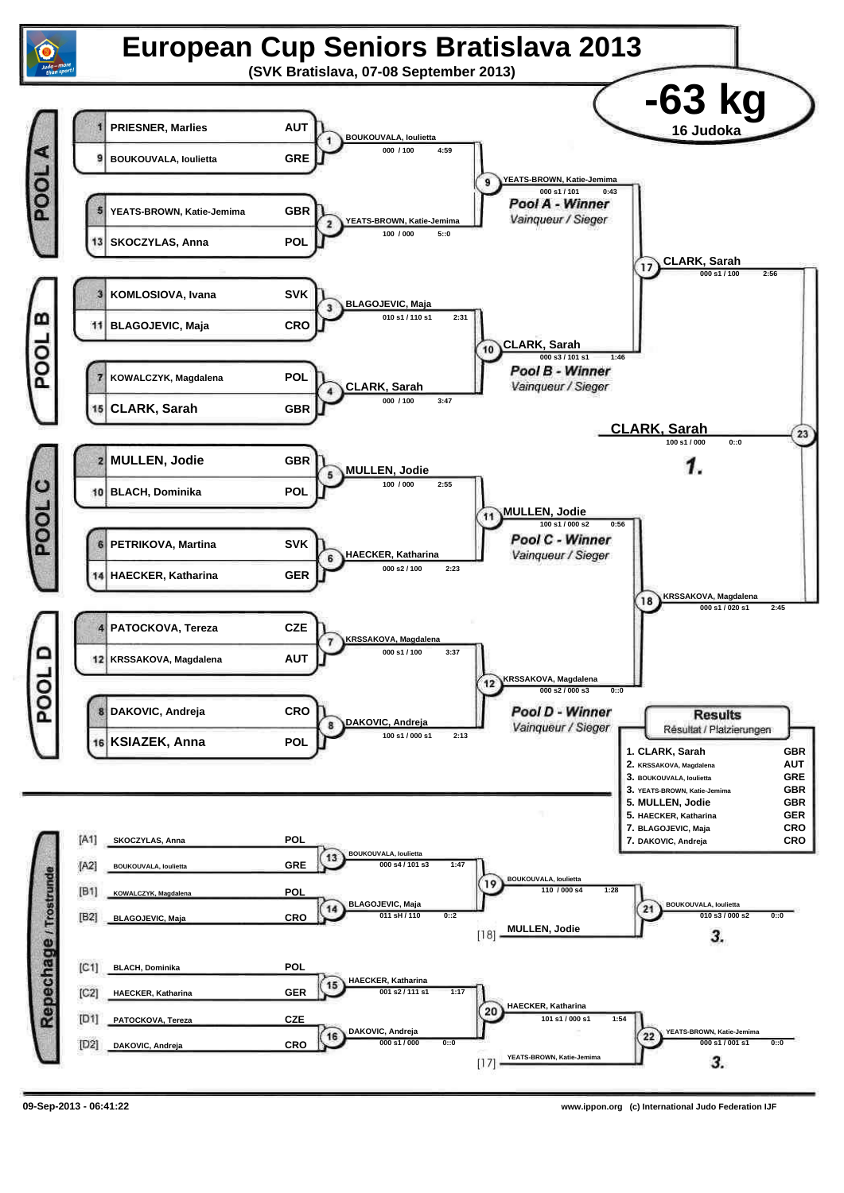# European Cup Seniors Bratislava 2013

**(SVK Bratislava, 07-08 September 2013)**

## -63 kg

16 Judoka

### POOL A

| Seed | Name | Country |
|---|---|---|
| 1 | PRIESNER, Marlies | AUT |
| 9 | BOUKOUVALA, Ioulietta | GRE |
| 5 | YEATS-BROWN, Katie-Jemima | GBR |
| 13 | SKOCZYLAS, Anna | POL |

- Contest 1: BOUKOUVALA, Ioulietta — 000 / 100 — 4:59
- Contest 2: YEATS-BROWN, Katie-Jemima — 100 / 000 — 5::0
- Contest 9: YEATS-BROWN, Katie-Jemima — 000 s1 / 101 — 0:43

*Pool A - Winner* / *Vainqueur / Sieger*

### POOL B

| Seed | Name | Country |
|---|---|---|
| 3 | KOMLOSIOVA, Ivana | SVK |
| 11 | BLAGOJEVIC, Maja | CRO |
| 7 | KOWALCZYK, Magdalena | POL |
| 15 | CLARK, Sarah | GBR |

- Contest 3: BLAGOJEVIC, Maja — 010 s1 / 110 s1 — 2:31
- Contest 4: CLARK, Sarah — 000 / 100 — 3:47
- Contest 10: CLARK, Sarah — 000 s3 / 101 s1 — 1:46

*Pool B - Winner* / *Vainqueur / Sieger*

- Contest 17: CLARK, Sarah — 000 s1 / 100 — 2:56

### POOL C

| Seed | Name | Country |
|---|---|---|
| 2 | MULLEN, Jodie | GBR |
| 10 | BLACH, Dominika | POL |
| 6 | PETRIKOVA, Martina | SVK |
| 14 | HAECKER, Katharina | GER |

- Contest 5: MULLEN, Jodie — 100 / 000 — 2:55
- Contest 6: HAECKER, Katharina — 000 s2 / 100 — 2:23
- Contest 11: MULLEN, Jodie — 100 s1 / 000 s2 — 0:56

*Pool C - Winner* / *Vainqueur / Sieger*

### POOL D

| Seed | Name | Country |
|---|---|---|
| 4 | PATOCKOVA, Tereza | CZE |
| 12 | KRSSAKOVA, Magdalena | AUT |
| 8 | DAKOVIC, Andreja | CRO |
| 16 | KSIAZEK, Anna | POL |

- Contest 7: KRSSAKOVA, Magdalena — 000 s1 / 100 — 3:37
- Contest 8: DAKOVIC, Andreja — 100 s1 / 000 s1 — 2:13
- Contest 12: KRSSAKOVA, Magdalena — 000 s2 / 000 s3 — 0::0

*Pool D - Winner* / *Vainqueur / Sieger*

- Contest 18: KRSSAKOVA, Magdalena — 000 s1 / 020 s1 — 2:45

### Final

- Contest 23: CLARK, Sarah — 100 s1 / 000 — 0::0 — **1.**

### Repechage / Trostrunde

| Pos | Name | Country |
|---|---|---|
| [A1] | SKOCZYLAS, Anna | POL |
| [A2] | BOUKOUVALA, Ioulietta | GRE |
| [B1] | KOWALCZYK, Magdalena | POL |
| [B2] | BLAGOJEVIC, Maja | CRO |
| [C1] | BLACH, Dominika | POL |
| [C2] | HAECKER, Katharina | GER |
| [D1] | PATOCKOVA, Tereza | CZE |
| [D2] | DAKOVIC, Andreja | CRO |

- Contest 13: BOUKOUVALA, Ioulietta — 000 s4 / 101 s3 — 1:47
- Contest 14: BLAGOJEVIC, Maja — 011 sH / 110 — 0::2
- Contest 19: BOUKOUVALA, Ioulietta — 110 / 000 s4 — 1:28
- [18] MULLEN, Jodie
- Contest 21: BOUKOUVALA, Ioulietta — 010 s3 / 000 s2 — 0::0 — **3.**
- Contest 15: HAECKER, Katharina — 001 s2 / 111 s1 — 1:17
- Contest 16: DAKOVIC, Andreja — 000 s1 / 000 — 0::0
- Contest 20: HAECKER, Katharina — 101 s1 / 000 s1 — 1:54
- [17] YEATS-BROWN, Katie-Jemima
- Contest 22: YEATS-BROWN, Katie-Jemima — 000 s1 / 001 s1 — 0::0 — **3.**

### Results

Résultat / Platzierungen

| Place | Name | Country |
|---|---|---|
| 1. | CLARK, Sarah | GBR |
| 2. | KRSSAKOVA, Magdalena | AUT |
| 3. | BOUKOUVALA, Ioulietta | GRE |
| 3. | YEATS-BROWN, Katie-Jemima | GBR |
| 5. | MULLEN, Jodie | GBR |
| 5. | HAECKER, Katharina | GER |
| 7. | BLAGOJEVIC, Maja | CRO |
| 7. | DAKOVIC, Andreja | CRO |

09-Sep-2013 - 06:41:22

www.ippon.org (c) International Judo Federation IJF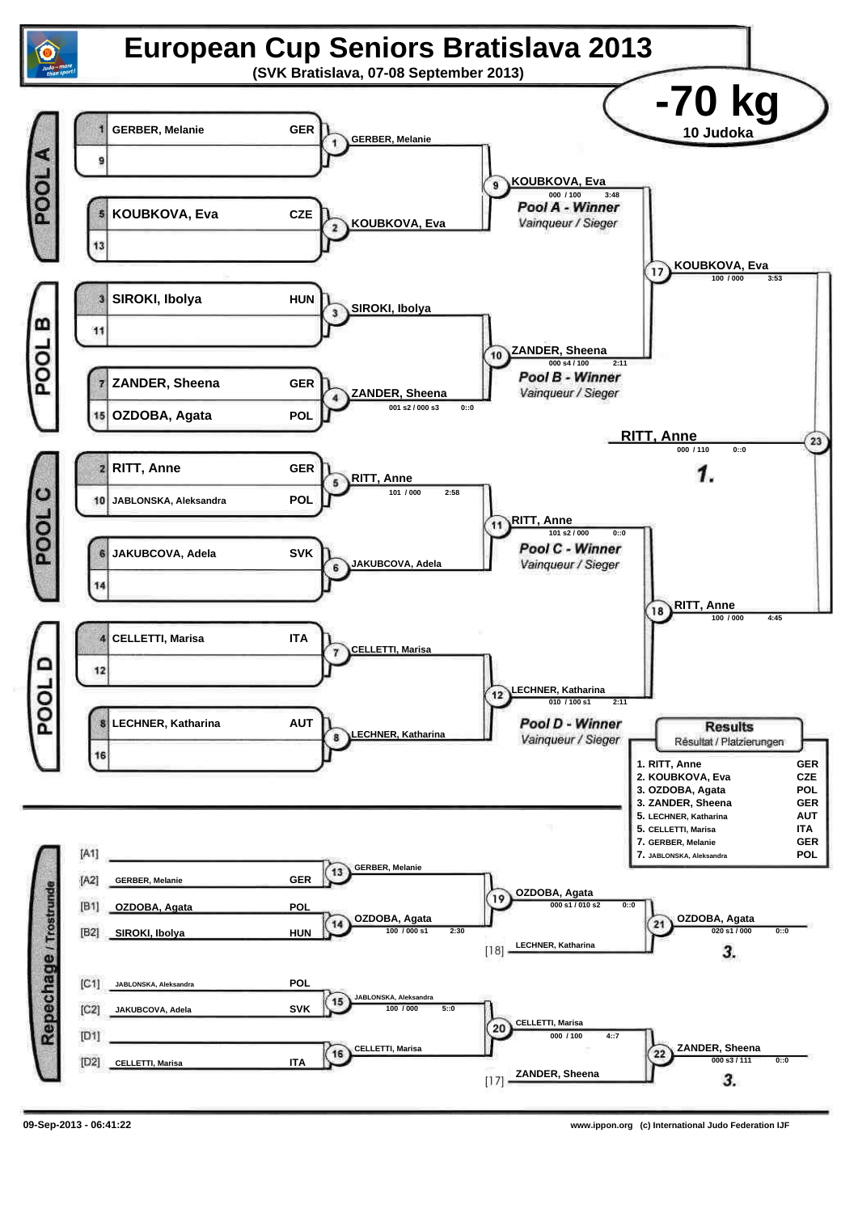# European Cup Seniors Bratislava 2013

**(SVK Bratislava, 07-08 September 2013)**

## -70 kg

**10 Judoka**

### POOL A

| Seed | Name | Nation |
|---|---|---|
| 1 | GERBER, Melanie | GER |
| 9 | | |
| 5 | KOUBKOVA, Eva | CZE |
| 13 | | |

- Match 1: GERBER, Melanie
- Match 2: KOUBKOVA, Eva
- Match 9: KOUBKOVA, Eva — 000 / 100 — 3:48

*Pool A - Winner* / *Vainqueur / Sieger*

### POOL B

| Seed | Name | Nation |
|---|---|---|
| 3 | SIROKI, Ibolya | HUN |
| 11 | | |
| 7 | ZANDER, Sheena | GER |
| 15 | OZDOBA, Agata | POL |

- Match 3: SIROKI, Ibolya
- Match 4: ZANDER, Sheena — 001 s2 / 000 s3 — 0::0
- Match 10: ZANDER, Sheena — 000 s4 / 100 — 2:11

*Pool B - Winner* / *Vainqueur / Sieger*

### POOL C

| Seed | Name | Nation |
|---|---|---|
| 2 | RITT, Anne | GER |
| 10 | JABLONSKA, Aleksandra | POL |
| 6 | JAKUBCOVA, Adela | SVK |
| 14 | | |

- Match 5: RITT, Anne — 101 / 000 — 2:58
- Match 6: JAKUBCOVA, Adela
- Match 11: RITT, Anne — 101 s2 / 000 — 0::0

*Pool C - Winner* / *Vainqueur / Sieger*

### POOL D

| Seed | Name | Nation |
|---|---|---|
| 4 | CELLETTI, Marisa | ITA |
| 12 | | |
| 8 | LECHNER, Katharina | AUT |
| 16 | | |

- Match 7: CELLETTI, Marisa
- Match 8: LECHNER, Katharina
- Match 12: LECHNER, Katharina — 010 / 100 s1 — 2:11

*Pool D - Winner* / *Vainqueur / Sieger*

### Semi-finals and Final

- Match 17: KOUBKOVA, Eva — 100 / 000 — 3:53
- Match 18: RITT, Anne — 100 / 000 — 4:45
- Match 23 (Final): RITT, Anne — 000 / 110 — 0::0 — **1.**

### Repechage / Trostrunde

| Pos. | Name | Nation |
|---|---|---|
| [A1] | | |
| [A2] | GERBER, Melanie | GER |
| [B1] | OZDOBA, Agata | POL |
| [B2] | SIROKI, Ibolya | HUN |
| [C1] | JABLONSKA, Aleksandra | POL |
| [C2] | JAKUBCOVA, Adela | SVK |
| [D1] | | |
| [D2] | CELLETTI, Marisa | ITA |

- Match 13: GERBER, Melanie
- Match 14: OZDOBA, Agata — 100 / 000 s1 — 2:30
- Match 19: OZDOBA, Agata — 000 s1 / 010 s2 — 0::0
- [18] LECHNER, Katharina
- Match 21: OZDOBA, Agata — 020 s1 / 000 — 0::0 — **3.**
- Match 15: JABLONSKA, Aleksandra — 100 / 000 — 5::0
- Match 16: CELLETTI, Marisa
- Match 20: CELLETTI, Marisa — 000 / 100 — 4::7
- [17] ZANDER, Sheena
- Match 22: ZANDER, Sheena — 000 s3 / 111 — 0::0 — **3.**

### Results

Résultat / Platzierungen

| Place | Name | Nation |
|---|---|---|
| 1. | RITT, Anne | GER |
| 2. | KOUBKOVA, Eva | CZE |
| 3. | OZDOBA, Agata | POL |
| 3. | ZANDER, Sheena | GER |
| 5. | LECHNER, Katharina | AUT |
| 5. | CELLETTI, Marisa | ITA |
| 7. | GERBER, Melanie | GER |
| 7. | JABLONSKA, Aleksandra | POL |

09-Sep-2013 - 06:41:22

www.ippon.org (c) International Judo Federation IJF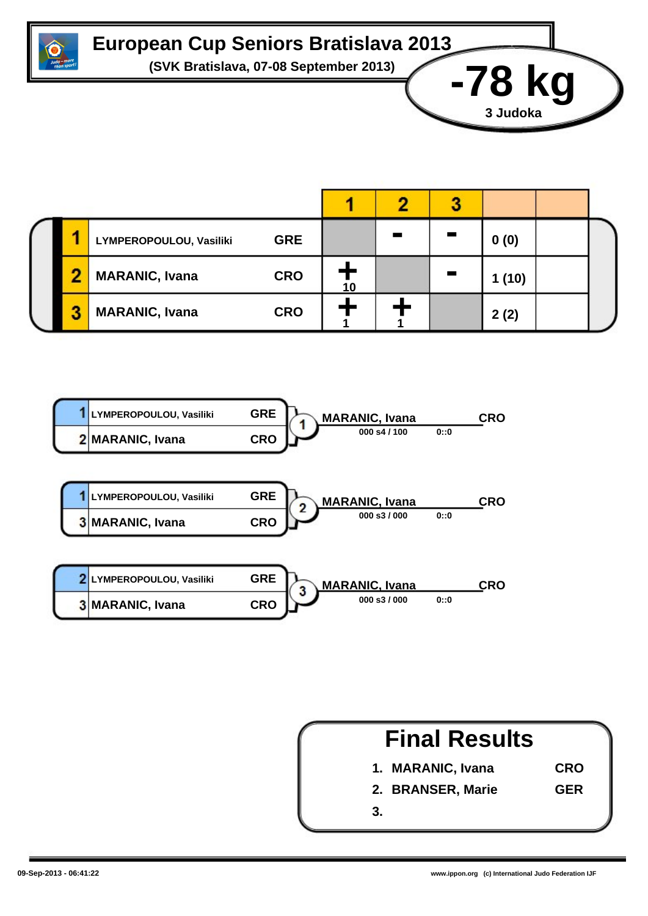# European Cup Seniors Bratislava 2013

**(SVK Bratislava, 07-08 September 2013)**

## -78 kg

**3 Judoka**

| | Name | Nation | 1 | 2 | 3 | | |
|---|---|---|---|---|---|---|---|
| 1 | LYMPEROPOULOU, Vasiliki | GRE | | - | - | 0 (0) | |
| 2 | MARANIC, Ivana | CRO | + 10 | | - | 1 (10) | |
| 3 | MARANIC, Ivana | CRO | + 1 | + 1 | | 2 (2) | |

| Contest | Judoka | Nation | Winner | Nation | Score | Time |
|---|---|---|---|---|---|---|
| 1 | 1 LYMPEROPOULOU, Vasiliki | GRE | MARANIC, Ivana | CRO | 000 s4 / 100 | 0::0 |
| | 2 MARANIC, Ivana | CRO | | | | |
| 2 | 1 LYMPEROPOULOU, Vasiliki | GRE | MARANIC, Ivana | CRO | 000 s3 / 000 | 0::0 |
| | 3 MARANIC, Ivana | CRO | | | | |
| 3 | 2 LYMPEROPOULOU, Vasiliki | GRE | MARANIC, Ivana | CRO | 000 s3 / 000 | 0::0 |
| | 3 MARANIC, Ivana | CRO | | | | |

## Final Results

| | Name | Nation |
|---|---|---|
| 1. | MARANIC, Ivana | CRO |
| 2. | BRANSER, Marie | GER |
| 3. | | |

09-Sep-2013 - 06:41:22

www.ippon.org (c) International Judo Federation IJF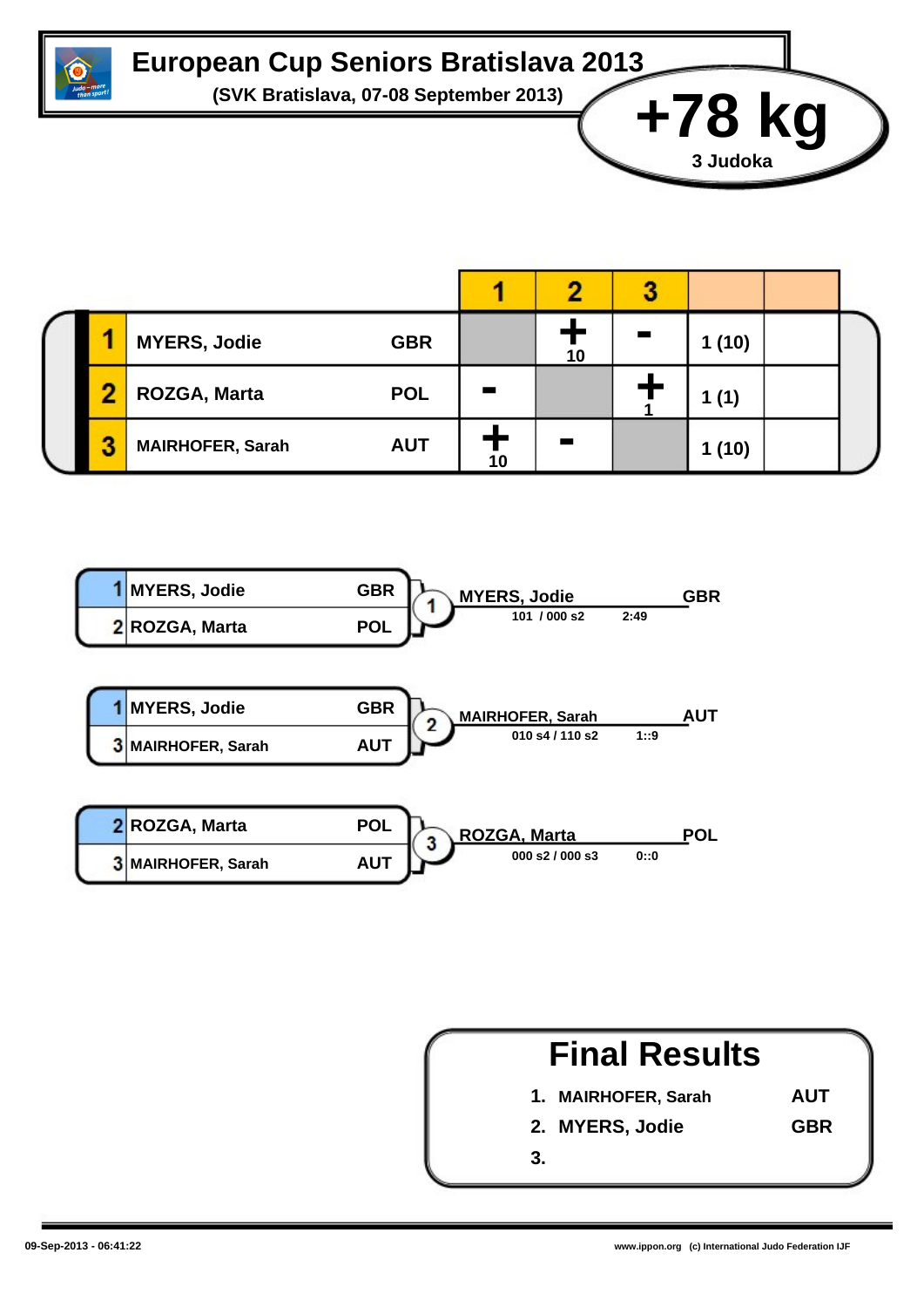# European Cup Seniors Bratislava 2013

**(SVK Bratislava, 07-08 September 2013)**

## +78 kg

3 Judoka

| | Name | Nation | 1 | 2 | 3 | | |
|---|---|---|---|---|---|---|---|
| 1 | MYERS, Jodie | GBR | | + 10 | - | 1 (10) | |
| 2 | ROZGA, Marta | POL | - | | + 1 | 1 (1) | |
| 3 | MAIRHOFER, Sarah | AUT | + 10 | - | | 1 (10) | |

| Contest | Competitor 1 | Nation | Competitor 2 | Nation | Winner | Nation | Score | Time |
|---|---|---|---|---|---|---|---|---|
| 1 | 1 MYERS, Jodie | GBR | 2 ROZGA, Marta | POL | MYERS, Jodie | GBR | 101 / 000 s2 | 2:49 |
| 2 | 1 MYERS, Jodie | GBR | 3 MAIRHOFER, Sarah | AUT | MAIRHOFER, Sarah | AUT | 010 s4 / 110 s2 | 1::9 |
| 3 | 2 ROZGA, Marta | POL | 3 MAIRHOFER, Sarah | AUT | ROZGA, Marta | POL | 000 s2 / 000 s3 | 0::0 |

## Final Results

1. MAIRHOFER, Sarah AUT
2. MYERS, Jodie GBR
3.

09-Sep-2013 - 06:41:22

www.ippon.org (c) International Judo Federation IJF